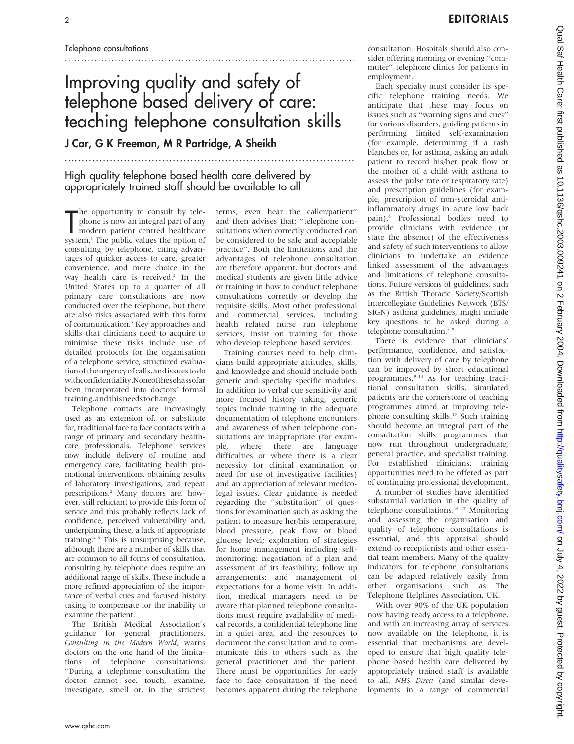Telephone consultations

# Improving quality and safety of telephone based delivery of care: teaching telephone consultation skills

**J Car, G K Freeman, M R Partridge, A Sheikh**

## High quality telephone based health care delivered by appropriately trained staff should be available to all

The opportunity to consult by telephone is now an integral part of any modern patient centred healthcare system.[1] The public values the option of consulting by telephone, citing advantages of quicker access to care, greater convenience, and more choice in the way health care is received.[2] In the United States up to a quarter of all primary care consultations are now conducted over the telephone, but there are also risks associated with this form of communication.[3] Key approaches and skills that clinicians need to acquire to minimise these risks include use of detailed protocols for the organisation of a telephone service, structured evaluation of the urgency of calls, and issues to do with confidentiality. None of these has so far been incorporated into doctors' formal training, and this needs to change.

Telephone contacts are increasingly used as an extension of, or substitute for, traditional face to face contacts with a range of primary and secondary healthcare professionals. Telephone services now include delivery of routine and emergency care, facilitating health promotional interventions, obtaining results of laboratory investigations, and repeat prescriptions.[2] Many doctors are, however, still reluctant to provide this form of service and this probably reflects lack of confidence, perceived vulnerability and, underpinning these, a lack of appropriate training.[4 5] This is unsurprising because, although there are a number of skills that are common to all forms of consultation, consulting by telephone does require an additional range of skills. These include a more refined appreciation of the importance of verbal cues and focused history taking to compensate for the inability to examine the patient.

The British Medical Association's guidance for general practitioners, *Consulting in the Modern World*, warns doctors on the one hand of the limitations of telephone consultations: "During a telephone consultation the doctor cannot see, touch, examine, investigate, smell or, in the strictest terms, even hear the caller/patient" and then advises that: "telephone consultations when correctly conducted can be considered to be safe and acceptable practice". Both the limitations and the advantages of telephone consultation are therefore apparent, but doctors and medical students are given little advice or training in how to conduct telephone consultations correctly or develop the requisite skills. Most other professional and commercial services, including health related nurse run telephone services, insist on training for those who develop telephone based services.

Training courses need to help clinicians build appropriate attitudes, skills, and knowledge and should include both generic and specialty specific modules. In addition to verbal cue sensitivity and more focused history taking, generic topics include training in the adequate documentation of telephone encounters and awareness of when telephone consultations are inappropriate (for example, where there are language difficulties or where there is a clear necessity for clinical examination or need for use of investigative facilities) and an appreciation of relevant medicolegal issues. Clear guidance is needed regarding the "substitution" of questions for examination such as asking the patient to measure her/his temperature, blood pressure, peak flow or blood glucose level; exploration of strategies for home management including self-monitoring; negotiation of a plan and assessment of its feasibility; follow up arrangements; and management of expectations for a home visit. In addition, medical managers need to be aware that planned telephone consultations must require availability of medical records, a confidential telephone line in a quiet area, and the resources to document the consultation and to communicate this to others such as the general practitioner and the patient. There must be opportunities for early face to face consultation if the need becomes apparent during the telephone consultation. Hospitals should also consider offering morning or evening "commuter" telephone clinics for patients in employment.

Each specialty must consider its specific telephone training needs. We anticipate that these may focus on issues such as "warning signs and cues" for various disorders, guiding patients in performing limited self-examination (for example, determining if a rash blanches or, for asthma, asking an adult patient to record his/her peak flow or the mother of a child with asthma to assess the pulse rate or respiratory rate) and prescription guidelines (for example, prescription of non-steroidal anti-inflammatory drugs in acute low back pain).[6] Professional bodies need to provide clinicians with evidence (or state the absence) of the effectiveness and safety of such interventions to allow clinicians to undertake an evidence linked assessment of the advantages and limitations of telephone consultations. Future versions of guidelines, such as the British Thoracic Society/Scottish Intercollegiate Guidelines Network (BTS/SIGN) asthma guidelines, might include key questions to be asked during a telephone consultation.[7 8]

There is evidence that clinicians' performance, confidence, and satisfaction with delivery of care by telephone can be improved by short educational programmes.[9–14] As for teaching traditional consultation skills, simulated patients are the cornerstone of teaching programmes aimed at improving telephone consulting skills.[15] Such training should become an integral part of the consultation skills programmes that now run throughout undergraduate, general practice, and specialist training. For established clinicians, training opportunities need to be offered as part of continuing professional development.

A number of studies have identified substantial variation in the quality of telephone consultations.[16 17] Monitoring and assessing the organisation and quality of telephone consultations is essential, and this appraisal should extend to receptionists and other essential team members. Many of the quality indicators for telephone consultations can be adapted relatively easily from other organisations such as The Telephone Helplines Association, UK.

With over 90% of the UK population now having ready access to a telephone, and with an increasing array of services now available on the telephone, it is essential that mechanisms are developed to ensure that high quality telephone based health care delivered by appropriately trained staff is available to all. *NHS Direct* (and similar developments in a range of commercial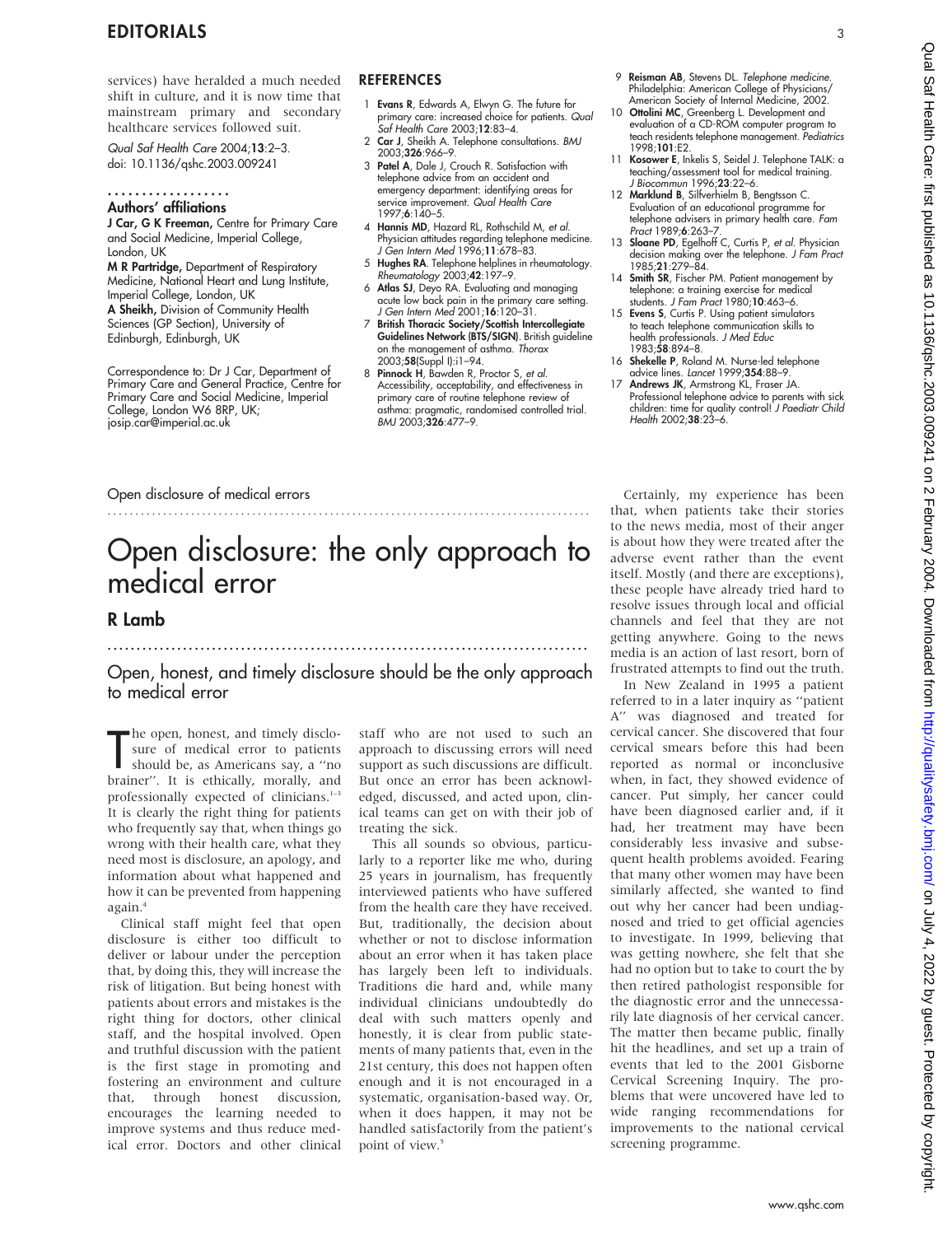services) have heralded a much needed shift in culture, and it is now time that mainstream primary and secondary healthcare services followed suit.

*Qual Saf Health Care* 2004;**13**:2–3.
doi: 10.1136/qshc.2003.009241

## Authors' affiliations

**J Car, G K Freeman,** Centre for Primary Care and Social Medicine, Imperial College, London, UK
**M R Partridge,** Department of Respiratory Medicine, National Heart and Lung Institute, Imperial College, London, UK
**A Sheikh,** Division of Community Health Sciences (GP Section), University of Edinburgh, Edinburgh, UK

Correspondence to: Dr J Car, Department of Primary Care and General Practice, Centre for Primary Care and Social Medicine, Imperial College, London W6 8RP, UK; josip.car@imperial.ac.uk

## REFERENCES

1. **Evans R**, Edwards A, Elwyn G. The future for primary care: increased choice for patients. *Qual Saf Health Care* 2003;**12**:83–4.
2. **Car J**, Sheikh A. Telephone consultations. *BMJ* 2003;**326**:966–9.
3. **Patel A**, Dale J, Crouch R. Satisfaction with telephone advice from an accident and emergency department: identifying areas for service improvement. *Qual Health Care* 1997;**6**:140–5.
4. **Hannis MD**, Hazard RL, Rothschild M, *et al*. Physician attitudes regarding telephone medicine. *J Gen Intern Med* 1996;**11**:678–83.
5. **Hughes RA**. Telephone helplines in rheumatology. *Rheumatology* 2003;**42**:197–9.
6. **Atlas SJ**, Deyo RA. Evaluating and managing acute low back pain in the primary care setting. *J Gen Intern Med* 2001;**16**:120–31.
7. **British Thoracic Society/Scottish Intercollegiate Guidelines Network (BTS/SIGN)**. British guideline on the management of asthma. *Thorax* 2003;**58**(Suppl I):i1–94.
8. **Pinnock H**, Bawden R, Proctor S, *et al*. Accessibility, acceptability, and effectiveness in primary care of routine telephone review of asthma: pragmatic, randomised controlled trial. *BMJ* 2003;**326**:477–9.
9. **Reisman AB**, Stevens DL. *Telephone medicine*. Philadelphia: American College of Physicians/ American Society of Internal Medicine, 2002.
10. **Ottolini MC**, Greenberg L. Development and evaluation of a CD-ROM computer program to teach residents telephone management. *Pediatrics* 1998;**101**:E2.
11. **Kosower E**, Inkelis S, Seidel J. Telephone TALK: a teaching/assessment tool for medical training. *J Biocommun* 1996;**23**:22–6.
12. **Marklund B**, Silfverhielm B, Bengtsson C. Evaluation of an educational programme for telephone advisers in primary health care. *Fam Pract* 1989;**6**:263–7.
13. **Sloane PD**, Egelhoff C, Curtis P, *et al*. Physician decision making over the telephone. *J Fam Pract* 1985;**21**:279–84.
14. **Smith SR**, Fischer PM. Patient management by telephone: a training exercise for medical students. *J Fam Pract* 1980;**10**:463–6.
15. **Evens S**, Curtis P. Using patient simulators to teach telephone communication skills to health professionals. *J Med Educ* 1983;**58**:894–8.
16. **Shekelle P**, Roland M. Nurse-led telephone advice lines. *Lancet* 1999;**354**:88–9.
17. **Andrews JK**, Armstrong KL, Fraser JA. Professional telephone advice to parents with sick children: time for quality control! *J Paediatr Child Health* 2002;**38**:23–6.

Open disclosure of medical errors

# Open disclosure: the only approach to medical error

## R Lamb

### Open, honest, and timely disclosure should be the only approach to medical error

The open, honest, and timely disclosure of medical error to patients should be, as Americans say, a "no brainer". It is ethically, morally, and professionally expected of clinicians.[1–3] It is clearly the right thing for patients who frequently say that, when things go wrong with their health care, what they need most is disclosure, an apology, and information about what happened and how it can be prevented from happening again.[4]

Clinical staff might feel that open disclosure is either too difficult to deliver or labour under the perception that, by doing this, they will increase the risk of litigation. But being honest with patients about errors and mistakes is the right thing for doctors, other clinical staff, and the hospital involved. Open and truthful discussion with the patient is the first stage in promoting and fostering an environment and culture that, through honest discussion, encourages the learning needed to improve systems and thus reduce medical error. Doctors and other clinical staff who are not used to such an approach to discussing errors will need support as such discussions are difficult. But once an error has been acknowledged, discussed, and acted upon, clinical teams can get on with their job of treating the sick.

This all sounds so obvious, particularly to a reporter like me who, during 25 years in journalism, has frequently interviewed patients who have suffered from the health care they have received. But, traditionally, the decision about whether or not to disclose information about an error when it has taken place has largely been left to individuals. Traditions die hard and, while many individual clinicians undoubtedly do deal with such matters openly and honestly, it is clear from public statements of many patients that, even in the 21st century, this does not happen often enough and it is not encouraged in a systematic, organisation-based way. Or, when it does happen, it may not be handled satisfactorily from the patient's point of view.[5]

Certainly, my experience has been that, when patients take their stories to the news media, most of their anger is about how they were treated after the adverse event rather than the event itself. Mostly (and there are exceptions), these people have already tried hard to resolve issues through local and official channels and feel that they are not getting anywhere. Going to the news media is an action of last resort, born of frustrated attempts to find out the truth.

In New Zealand in 1995 a patient referred to in a later inquiry as "patient A" was diagnosed and treated for cervical cancer. She discovered that four cervical smears before this had been reported as normal or inconclusive when, in fact, they showed evidence of cancer. Put simply, her cancer could have been diagnosed earlier and, if it had, her treatment may have been considerably less invasive and subsequent health problems avoided. Fearing that many other women may have been similarly affected, she wanted to find out why her cancer had been undiagnosed and tried to get official agencies to investigate. In 1999, believing that was getting nowhere, she felt that she had no option but to take to court the by then retired pathologist responsible for the diagnostic error and the unnecessarily late diagnosis of her cervical cancer. The matter then became public, finally hit the headlines, and set up a train of events that led to the 2001 Gisborne Cervical Screening Inquiry. The problems that were uncovered have led to wide ranging recommendations for improvements to the national cervical screening programme.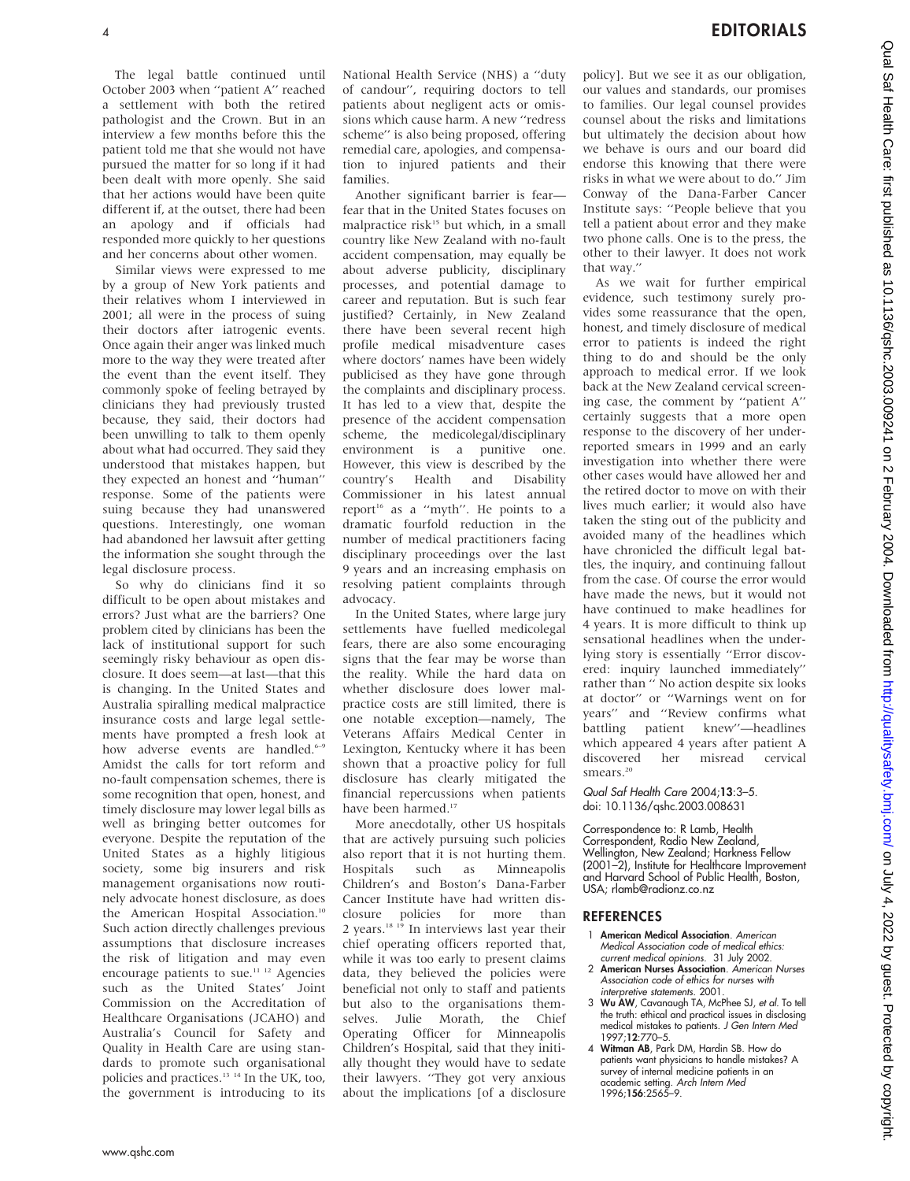The legal battle continued until October 2003 when "patient A" reached a settlement with both the retired pathologist and the Crown. But in an interview a few months before this the patient told me that she would not have pursued the matter for so long if it had been dealt with more openly. She said that her actions would have been quite different if, at the outset, there had been an apology and if officials had responded more quickly to her questions and her concerns about other women.

Similar views were expressed to me by a group of New York patients and their relatives whom I interviewed in 2001; all were in the process of suing their doctors after iatrogenic events. Once again their anger was linked much more to the way they were treated after the event than the event itself. They commonly spoke of feeling betrayed by clinicians they had previously trusted because, they said, their doctors had been unwilling to talk to them openly about what had occurred. They said they understood that mistakes happen, but they expected an honest and "human" response. Some of the patients were suing because they had unanswered questions. Interestingly, one woman had abandoned her lawsuit after getting the information she sought through the legal disclosure process.

So why do clinicians find it so difficult to be open about mistakes and errors? Just what are the barriers? One problem cited by clinicians has been the lack of institutional support for such seemingly risky behaviour as open disclosure. It does seem—at last—that this is changing. In the United States and Australia spiralling medical malpractice insurance costs and large legal settlements have prompted a fresh look at how adverse events are handled.[6–9] Amidst the calls for tort reform and no-fault compensation schemes, there is some recognition that open, honest, and timely disclosure may lower legal bills as well as bringing better outcomes for everyone. Despite the reputation of the United States as a highly litigious society, some big insurers and risk management organisations now routinely advocate honest disclosure, as does the American Hospital Association.[10] Such action directly challenges previous assumptions that disclosure increases the risk of litigation and may even encourage patients to sue.[11 12] Agencies such as the United States' Joint Commission on the Accreditation of Healthcare Organisations (JCAHO) and Australia's Council for Safety and Quality in Health Care are using standards to promote such organisational policies and practices.[13 14] In the UK, too, the government is introducing to its National Health Service (NHS) a "duty of candour", requiring doctors to tell patients about negligent acts or omissions which cause harm. A new "redress scheme" is also being proposed, offering remedial care, apologies, and compensation to injured patients and their families.

Another significant barrier is fear—fear that in the United States focuses on malpractice risk[15] but which, in a small country like New Zealand with no-fault accident compensation, may equally be about adverse publicity, disciplinary processes, and potential damage to career and reputation. But is such fear justified? Certainly, in New Zealand there have been several recent high profile medical misadventure cases where doctors' names have been widely publicised as they have gone through the complaints and disciplinary process. It has led to a view that, despite the presence of the accident compensation scheme, the medicolegal/disciplinary environment is a punitive one. However, this view is described by the country's Health and Disability Commissioner in his latest annual report[16] as a "myth". He points to a dramatic fourfold reduction in the number of medical practitioners facing disciplinary proceedings over the last 9 years and an increasing emphasis on resolving patient complaints through advocacy.

In the United States, where large jury settlements have fuelled medicolegal fears, there are also some encouraging signs that the fear may be worse than the reality. While the hard data on whether disclosure does lower malpractice costs are still limited, there is one notable exception—namely, The Veterans Affairs Medical Center in Lexington, Kentucky where it has been shown that a proactive policy for full disclosure has clearly mitigated the financial repercussions when patients have been harmed.[17]

More anecdotally, other US hospitals that are actively pursuing such policies also report that it is not hurting them. Hospitals such as Minneapolis Children's and Boston's Dana-Farber Cancer Institute have had written disclosure policies for more than 2 years.[18 19] In interviews last year their chief operating officers reported that, while it was too early to present claims data, they believed the policies were beneficial not only to staff and patients but also to the organisations themselves. Julie Morath, the Chief Operating Officer for Minneapolis Children's Hospital, said that they initially thought they would have to sedate their lawyers. "They got very anxious about the implications [of a disclosure policy]. But we see it as our obligation, our values and standards, our promises to families. Our legal counsel provides counsel about the risks and limitations but ultimately the decision about how we behave is ours and our board did endorse this knowing that there were risks in what we were about to do." Jim Conway of the Dana-Farber Cancer Institute says: "People believe that you tell a patient about error and they make two phone calls. One is to the press, the other to their lawyer. It does not work that way."

As we wait for further empirical evidence, such testimony surely provides some reassurance that the open, honest, and timely disclosure of medical error to patients is indeed the right thing to do and should be the only approach to medical error. If we look back at the New Zealand cervical screening case, the comment by "patient A" certainly suggests that a more open response to the discovery of her underreported smears in 1999 and an early investigation into whether there were other cases would have allowed her and the retired doctor to move on with their lives much earlier; it would also have taken the sting out of the publicity and avoided many of the headlines which have chronicled the difficult legal battles, the inquiry, and continuing fallout from the case. Of course the error would have made the news, but it would not have continued to make headlines for 4 years. It is more difficult to think up sensational headlines when the underlying story is essentially "Error discovered: inquiry launched immediately" rather than " No action despite six looks at doctor" or "Warnings went on for years" and "Review confirms what battling patient knew"—headlines which appeared 4 years after patient A discovered her misread cervical smears.[20]

*Qual Saf Health Care* 2004;**13**:3–5.
doi: 10.1136/qshc.2003.008631

Correspondence to: R Lamb, Health Correspondent, Radio New Zealand, Wellington, New Zealand; Harkness Fellow (2001–2), Institute for Healthcare Improvement and Harvard School of Public Health, Boston, USA; rlamb@radionz.co.nz

## REFERENCES

1. **American Medical Association**. *American Medical Association code of medical ethics: current medical opinions*. 31 July 2002.
2. **American Nurses Association**. *American Nurses Association code of ethics for nurses with interpretive statements*. 2001.
3. **Wu AW**, Cavanaugh TA, McPhee SJ, *et al*. To tell the truth: ethical and practical issues in disclosing medical mistakes to patients. *J Gen Intern Med* 1997;**12**:770–5.
4. **Witman AB**, Park DM, Hardin SB. How do patients want physicians to handle mistakes? A survey of internal medicine patients in an academic setting. *Arch Intern Med* 1996;**156**:2565–9.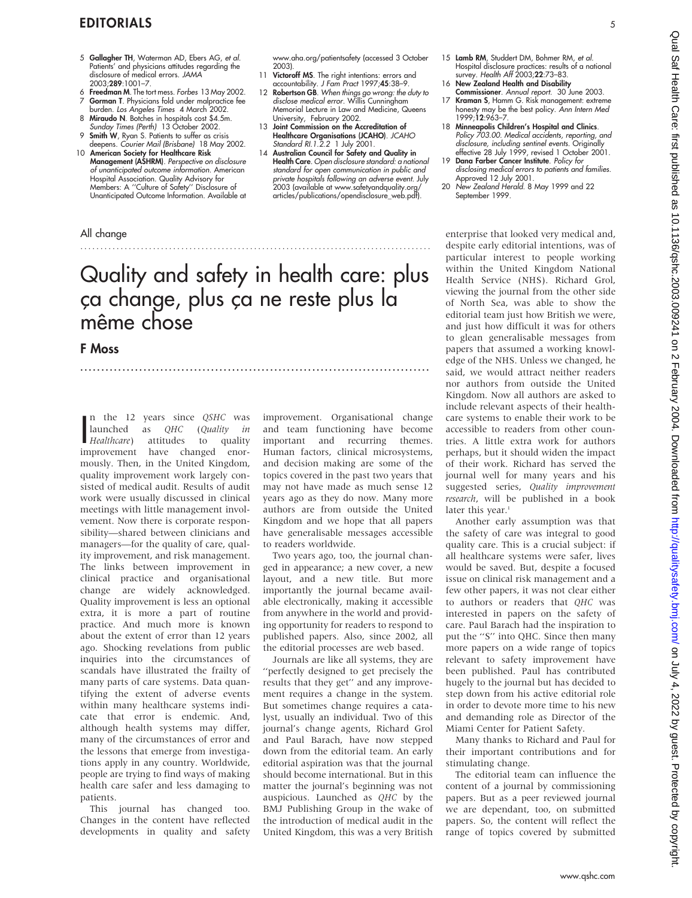5 **Gallagher TH**, Waterman AD, Ebers AG, *et al.* Patients' and physicians attitudes regarding the disclosure of medical errors. *JAMA* 2003;**289**:1001–7.
6 **Freedman M**. The tort mess. *Forbes* 13 May 2002.
7 **Gorman T**. Physicians fold under malpractice fee burden. *Los Angeles Times* 4 March 2002.
8 **Miraudo N**. Botches in hospitals cost $4.5m. *Sunday Times (Perth)* 13 October 2002.
9 **Smith W**, Ryan S. Patients to suffer as crisis deepens. *Courier Mail (Brisbane)* 18 May 2002.
10 **American Society for Healthcare Risk Management (ASHRM)**. *Perspective on disclosure of unanticipated outcome information.* American Hospital Association. Quality Advisory for Members: A ''Culture of Safety'' Disclosure of Unanticipated Outcome Information. Available at www.aha.org/patientsafety (accessed 3 October 2003).
11 **Victoroff MS**. The right intentions: errors and accountability. *J Fam Pract* 1997;**45**:38–9.
12 **Robertson GB**. *When things go wrong: the duty to disclose medical error.* Willis Cunningham Memorial Lecture in Law and Medicine, Queens University, February 2002.
13 **Joint Commission on the Accreditation of Healthcare Organisations (JCAHO)**. *JCAHO Standard RI.1.2.2* 1 July 2001.
14 **Australian Council for Safety and Quality in Health Care**. *Open disclosure standard: a national standard for open communication in public and private hospitals following an adverse event.* July 2003 (available at www.safetyandquality.org/articles/publications/opendisclosure_web.pdf).
15 **Lamb RM**, Studdert DM, Bohmer RM, *et al.* Hospital disclosure practices: results of a national survey. *Health Aff* 2003;**22**:73–83.
16 **New Zealand Health and Disability Commissioner**. *Annual report.* 30 June 2003.
17 **Kraman S**, Hamm G. Risk management: extreme honesty may be the best policy. *Ann Intern Med* 1999;**12**:963–7.
18 **Minneapolis Children's Hospital and Clinics**. *Policy 703.00. Medical accidents, reporting, and disclosure, including sentinel events.* Originally effective 28 July 1999, revised 1 October 2001.
19 **Dana Farber Cancer Institute**. *Policy for disclosing medical errors to patients and families.* Approved 12 July 2001.
20 *New Zealand Herald.* 8 May 1999 and 22 September 1999.

All change

# Quality and safety in health care: plus ça change, plus ça ne reste plus la même chose

## F Moss

In the 12 years since *QSHC* was launched as *QHC* (*Quality in Healthcare*) attitudes to quality improvement have changed enormously. Then, in the United Kingdom, quality improvement work largely consisted of medical audit. Results of audit work were usually discussed in clinical meetings with little management involvement. Now there is corporate responsibility—shared between clinicians and managers—for the quality of care, quality improvement, and risk management. The links between improvement in clinical practice and organisational change are widely acknowledged. Quality improvement is less an optional extra, it is more a part of routine practice. And much more is known about the extent of error than 12 years ago. Shocking revelations from public inquiries into the circumstances of scandals have illustrated the frailty of many parts of care systems. Data quantifying the extent of adverse events within many healthcare systems indicate that error is endemic. And, although health systems may differ, many of the circumstances of error and the lessons that emerge from investigations apply in any country. Worldwide, people are trying to find ways of making health care safer and less damaging to patients.

This journal has changed too. Changes in the content have reflected developments in quality and safety improvement. Organisational change and team functioning have become important and recurring themes. Human factors, clinical microsystems, and decision making are some of the topics covered in the past two years that may not have made as much sense 12 years ago as they do now. Many more authors are from outside the United Kingdom and we hope that all papers have generalisable messages accessible to readers worldwide.

Two years ago, too, the journal changed in appearance; a new cover, a new layout, and a new title. But more importantly the journal became available electronically, making it accessible from anywhere in the world and providing opportunity for readers to respond to published papers. Also, since 2002, all the editorial processes are web based.

Journals are like all systems, they are ''perfectly designed to get precisely the results that they get'' and any improvement requires a change in the system. But sometimes change requires a catalyst, usually an individual. Two of this journal's change agents, Richard Grol and Paul Barach, have now stepped down from the editorial team. An early editorial aspiration was that the journal should become international. But in this matter the journal's beginning was not auspicious. Launched as *QHC* by the BMJ Publishing Group in the wake of the introduction of medical audit in the United Kingdom, this was a very British enterprise that looked very medical and, despite early editorial intentions, was of particular interest to people working within the United Kingdom National Health Service (NHS). Richard Grol, viewing the journal from the other side of North Sea, was able to show the editorial team just how British we were, and just how difficult it was for others to glean generalisable messages from papers that assumed a working knowledge of the NHS. Unless we changed, he said, we would attract neither readers nor authors from outside the United Kingdom. Now all authors are asked to include relevant aspects of their healthcare systems to enable their work to be accessible to readers from other countries. A little extra work for authors perhaps, but it should widen the impact of their work. Richard has served the journal well for many years and his suggested series, *Quality improvement research*, will be published in a book later this year.[1]

Another early assumption was that the safety of care was integral to good quality care. This is a crucial subject: if all healthcare systems were safer, lives would be saved. But, despite a focused issue on clinical risk management and a few other papers, it was not clear either to authors or readers that *QHC* was interested in papers on the safety of care. Paul Barach had the inspiration to put the ''S'' into QHC. Since then many more papers on a wide range of topics relevant to safety improvement have been published. Paul has contributed hugely to the journal but has decided to step down from his active editorial role in order to devote more time to his new and demanding role as Director of the Miami Center for Patient Safety.

Many thanks to Richard and Paul for their important contributions and for stimulating change.

The editorial team can influence the content of a journal by commissioning papers. But as a peer reviewed journal we are dependant, too, on submitted papers. So, the content will reflect the range of topics covered by submitted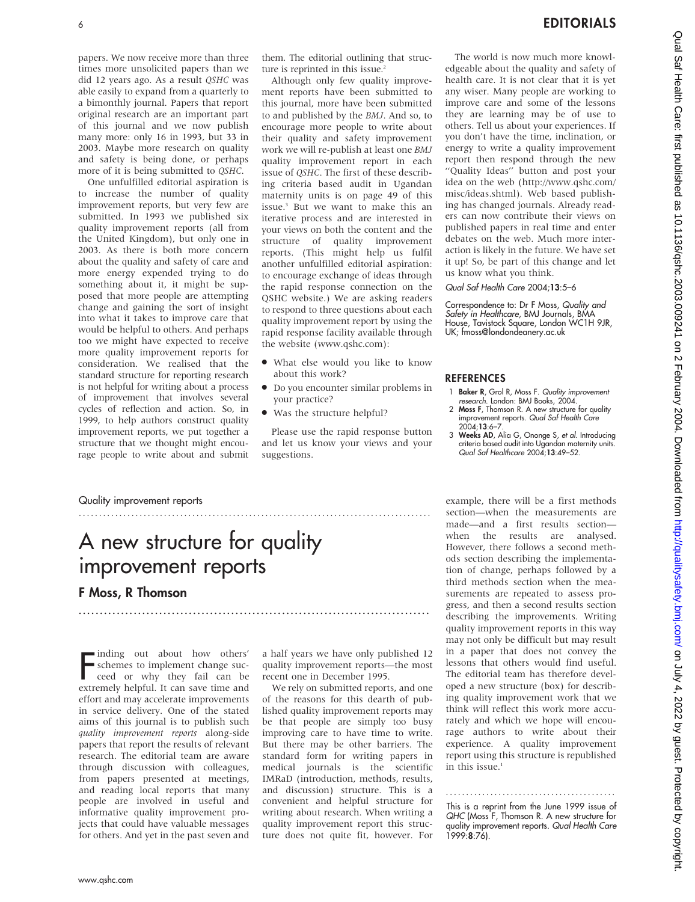papers. We now receive more than three times more unsolicited papers than we did 12 years ago. As a result *QSHC* was able easily to expand from a quarterly to a bimonthly journal. Papers that report original research are an important part of this journal and we now publish many more: only 16 in 1993, but 33 in 2003. Maybe more research on quality and safety is being done, or perhaps more of it is being submitted to *QSHC*.

One unfulfilled editorial aspiration is to increase the number of quality improvement reports, but very few are submitted. In 1993 we published six quality improvement reports (all from the United Kingdom), but only one in 2003. As there is both more concern about the quality and safety of care and more energy expended trying to do something about it, it might be supposed that more people are attempting change and gaining the sort of insight into what it takes to improve care that would be helpful to others. And perhaps too we might have expected to receive more quality improvement reports for consideration. We realised that the standard structure for reporting research is not helpful for writing about a process of improvement that involves several cycles of reflection and action. So, in 1999, to help authors construct quality improvement reports, we put together a structure that we thought might encourage people to write about and submit them. The editorial outlining that structure is reprinted in this issue.[2]

Although only few quality improvement reports have been submitted to this journal, more have been submitted to and published by the *BMJ*. And so, to encourage more people to write about their quality and safety improvement work we will re-publish at least one *BMJ* quality improvement report in each issue of *QSHC*. The first of these describing criteria based audit in Ugandan maternity units is on page 49 of this issue.[3] But we want to make this an iterative process and are interested in your views on both the content and the structure of quality improvement reports. (This might help us fulfil another unfulfilled editorial aspiration: to encourage exchange of ideas through the rapid response connection on the QSHC website.) We are asking readers to respond to three questions about each quality improvement report by using the rapid response facility available through the website (www.qshc.com):

- What else would you like to know about this work?
- Do you encounter similar problems in your practice?
- Was the structure helpful?

Please use the rapid response button and let us know your views and your suggestions.

The world is now much more knowledgeable about the quality and safety of health care. It is not clear that it is yet any wiser. Many people are working to improve care and some of the lessons they are learning may be of use to others. Tell us about your experiences. If you don't have the time, inclination, or energy to write a quality improvement report then respond through the new "Quality Ideas" button and post your idea on the web (http://www.qshc.com/misc/ideas.shtml). Web based publishing has changed journals. Already readers can now contribute their views on published papers in real time and enter debates on the web. Much more interaction is likely in the future. We have set it up! So, be part of this change and let us know what you think.

*Qual Saf Health Care* 2004;**13**:5–6

Correspondence to: Dr F Moss, *Quality and Safety in Healthcare*, BMJ Journals, BMA House, Tavistock Square, London WC1H 9JR, UK; fmoss@londondeanery.ac.uk

## REFERENCES

1. **Baker R**, Grol R, Moss F. *Quality improvement research*. London: BMJ Books, 2004.
2. **Moss F**, Thomson R. A new structure for quality improvement reports. *Qual Saf Health Care* 2004;**13**:6–7.
3. **Weeks AD**, Alia G, Ononge S, *et al*. Introducing criteria based audit into Ugandan maternity units. *Qual Saf Healthcare* 2004;**13**:49–52.

Quality improvement reports

# A new structure for quality improvement reports

## F Moss, R Thomson

Finding out about how others' schemes to implement change succeed or why they fail can be extremely helpful. It can save time and effort and may accelerate improvements in service delivery. One of the stated aims of this journal is to publish such *quality improvement reports* along-side papers that report the results of relevant research. The editorial team are aware through discussion with colleagues, from papers presented at meetings, and reading local reports that many people are involved in useful and informative quality improvement projects that could have valuable messages for others. And yet in the past seven and a half years we have only published 12 quality improvement reports—the most recent one in December 1995.

We rely on submitted reports, and one of the reasons for this dearth of published quality improvement reports may be that people are simply too busy improving care to have time to write. But there may be other barriers. The standard form for writing papers in medical journals is the scientific IMRaD (introduction, methods, results, and discussion) structure. This is a convenient and helpful structure for writing about research. When writing a quality improvement report this structure does not quite fit, however. For example, there will be a first methods section—when the measurements are made—and a first results section—when the results are analysed. However, there follows a second methods section describing the implementation of change, perhaps followed by a third methods section when the measurements are repeated to assess progress, and then a second results section describing the improvements. Writing quality improvement reports in this way may not only be difficult but may result in a paper that does not convey the lessons that others would find useful. The editorial team has therefore developed a new structure (box) for describing quality improvement work that we think will reflect this work more accurately and which we hope will encourage authors to write about their experience. A quality improvement report using this structure is republished in this issue.[1]

This is a reprint from the June 1999 issue of *QHC* (Moss F, Thomson R. A new structure for quality improvement reports. *Qual Health Care* 1999:**8**:76).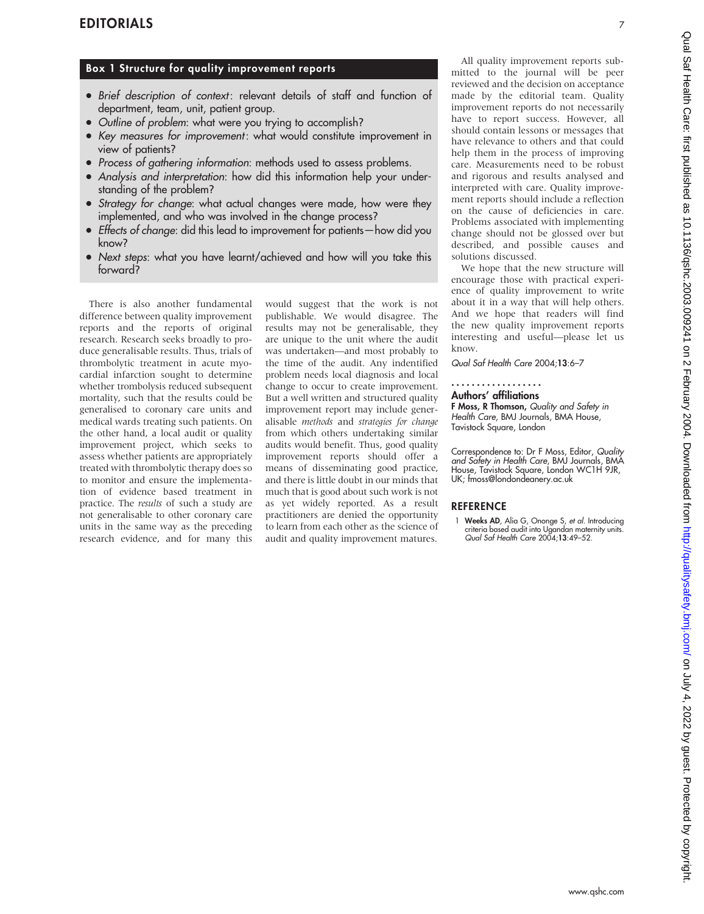### Box 1 Structure for quality improvement reports

- *Brief description of context*: relevant details of staff and function of department, team, unit, patient group.
- *Outline of problem*: what were you trying to accomplish?
- *Key measures for improvement*: what would constitute improvement in view of patients?
- *Process of gathering information*: methods used to assess problems.
- *Analysis and interpretation*: how did this information help your understanding of the problem?
- *Strategy for change*: what actual changes were made, how were they implemented, and who was involved in the change process?
- *Effects of change*: did this lead to improvement for patients—how did you know?
- *Next steps*: what you have learnt/achieved and how will you take this forward?

There is also another fundamental difference between quality improvement reports and the reports of original research. Research seeks broadly to produce generalisable results. Thus, trials of thrombolytic treatment in acute myocardial infarction sought to determine whether trombolysis reduced subsequent mortality, such that the results could be generalised to coronary care units and medical wards treating such patients. On the other hand, a local audit or quality improvement project, which seeks to assess whether patients are appropriately treated with thrombolytic therapy does so to monitor and ensure the implementation of evidence based treatment in practice. The *results* of such a study are not generalisable to other coronary care units in the same way as the preceding research evidence, and for many this would suggest that the work is not publishable. We would disagree. The results may not be generalisable, they are unique to the unit where the audit was undertaken—and most probably to the time of the audit. Any indentified problem needs local diagnosis and local change to occur to create improvement. But a well written and structured quality improvement report may include generalisable *methods* and *strategies for change* from which others undertaking similar audits would benefit. Thus, good quality improvement reports should offer a means of disseminating good practice, and there is little doubt in our minds that much that is good about such work is not as yet widely reported. As a result practitioners are denied the opportunity to learn from each other as the science of audit and quality improvement matures.

All quality improvement reports submitted to the journal will be peer reviewed and the decision on acceptance made by the editorial team. Quality improvement reports do not necessarily have to report success. However, all should contain lessons or messages that have relevance to others and that could help them in the process of improving care. Measurements need to be robust and rigorous and results analysed and interpreted with care. Quality improvement reports should include a reflection on the cause of deficiencies in care. Problems associated with implementing change should not be glossed over but described, and possible causes and solutions discussed.

We hope that the new structure will encourage those with practical experience of quality improvement to write about it in a way that will help others. And we hope that readers will find the new quality improvement reports interesting and useful—please let us know.

*Qual Saf Health Care* 2004;**13**:6–7

#### Authors' affiliations

**F Moss, R Thomson,** *Quality and Safety in Health Care*, BMJ Journals, BMA House, Tavistock Square, London

Correspondence to: Dr F Moss, Editor, *Quality and Safety in Health Care*, BMJ Journals, BMA House, Tavistock Square, London WC1H 9JR, UK; fmoss@londondeanery.ac.uk

## REFERENCE

1 **Weeks AD**, Alia G, Ononge S, *et al.* Introducing criteria based audit into Ugandan maternity units. *Qual Saf Health Care* 2004;**13**:49–52.